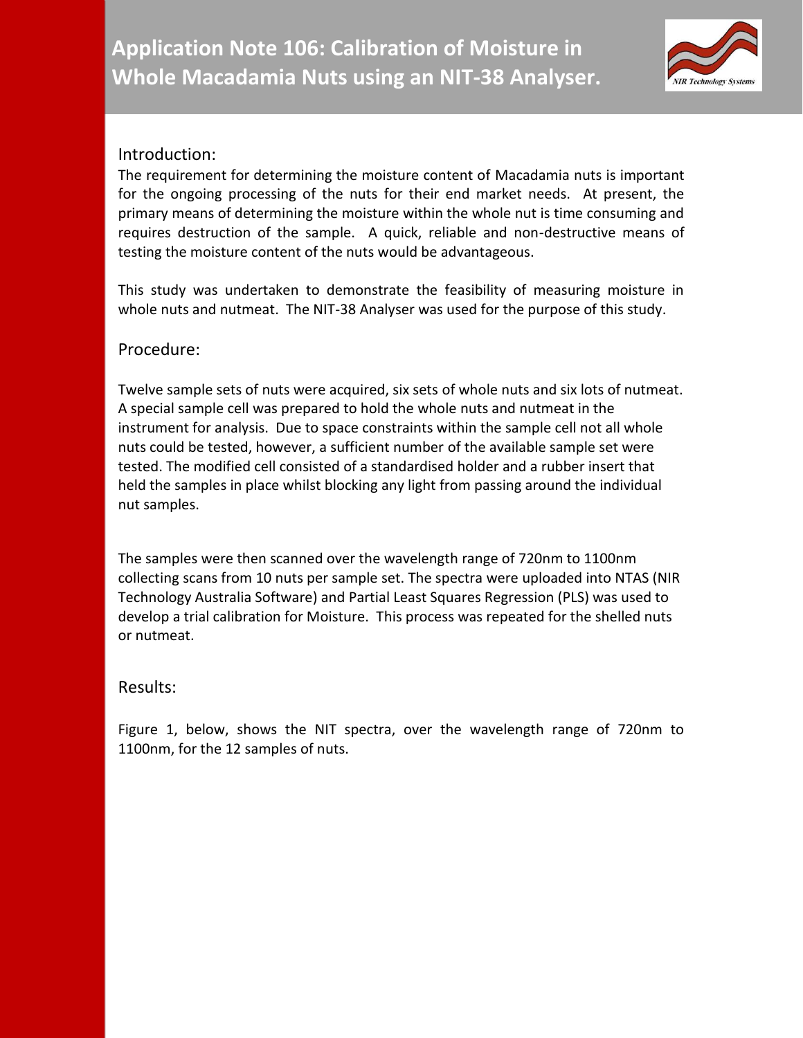# Application Note 106: Calibration of Moisture in Whole Macadamia Nuts using an NIT-38 Analyser.

## Introduction:

The requirement for determining the moisture content of Macadamia nuts is important for the ongoing processing of the nuts for their end market needs. At present, the primary means of determining the moisture within the whole nut is time consuming and requires destruction of the sample. A quick, reliable and non-destructive means of testing the moisture content of the nuts would be advantageous.

This study was undertaken to demonstrate the feasibility of measuring moisture in whole nuts and nutmeat. The NIT-38 Analyser was used for the purpose of this study.

## Procedure:

Twelve sample sets of nuts were acquired, six sets of whole nuts and six lots of nutmeat. A special sample cell was prepared to hold the whole nuts and nutmeat in the instrument for analysis. Due to space constraints within the sample cell not all whole nuts could be tested, however, a sufficient number of the available sample set were tested. The modified cell consisted of a standardised holder and a rubber insert that held the samples in place whilst blocking any light from passing around the individual nut samples.

The samples were then scanned over the wavelength range of 720nm to 1100nm collecting scans from 10 nuts per sample set. The spectra were uploaded into NTAS (NIR Technology Australia Software) and Partial Least Squares Regression (PLS) was used to develop a trial calibration for Moisture. This process was repeated for the shelled nuts or nutmeat.

## Results:

Figure 1, below, shows the NIT spectra, over the wavelength range of 720nm to 1100nm, for the 12 samples of nuts.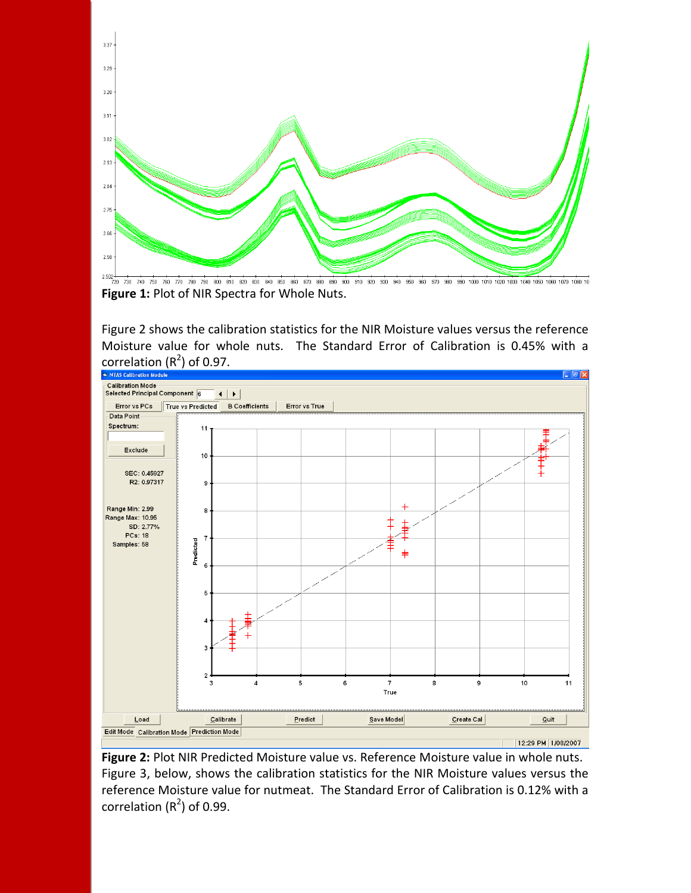**Figure 1:** Plot of NIR Spectra for Whole Nuts.

Figure 2 shows the calibration statistics for the NIR Moisture values versus the reference Moisture value for whole nuts. The Standard Error of Calibration is 0.45% with a correlation ($R^2$) of 0.97.

**Figure 2:** Plot NIR Predicted Moisture value vs. Reference Moisture value in whole nuts.

Figure 3, below, shows the calibration statistics for the NIR Moisture values versus the reference Moisture value for nutmeat. The Standard Error of Calibration is 0.12% with a correlation ($R^2$) of 0.99.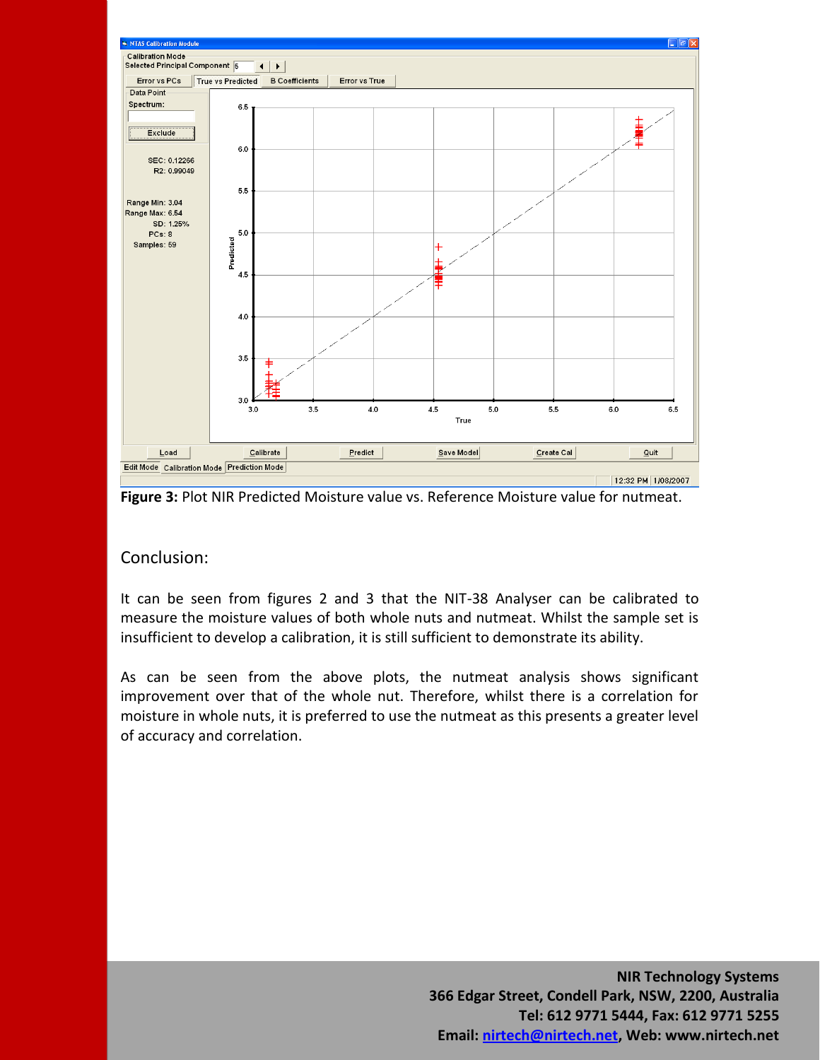NTAS Calibration Module

Calibration Mode

Selected Principal Component 5

Error vs PCs | True vs Predicted | B Coefficients | Error vs True

Data Point

Spectrum:

Exclude

SEC: 0.12266

R2: 0.99049

Range Min: 3.04

Range Max: 6.54

SD: 1.25%

PCs: 8

Samples: 59

Predicted

6.5
6.0
5.5
5.0
4.5
4.0
3.5
3.0

3.0 3.5 4.0 4.5 5.0 5.5 6.0 6.5

True

Load | Calibrate | Predict | Save Model | Create Cal | Quit

Edit Mode | Calibration Mode | Prediction Mode

12:32 PM | 1/08/2007

**Figure 3:** Plot NIR Predicted Moisture value vs. Reference Moisture value for nutmeat.

## Conclusion:

It can be seen from figures 2 and 3 that the NIT-38 Analyser can be calibrated to measure the moisture values of both whole nuts and nutmeat. Whilst the sample set is insufficient to develop a calibration, it is still sufficient to demonstrate its ability.

As can be seen from the above plots, the nutmeat analysis shows significant improvement over that of the whole nut. Therefore, whilst there is a correlation for moisture in whole nuts, it is preferred to use the nutmeat as this presents a greater level of accuracy and correlation.

**NIR Technology Systems**
**366 Edgar Street, Condell Park, NSW, 2200, Australia**
**Tel: 612 9771 5444, Fax: 612 9771 5255**
**Email: nirtech@nirtech.net, Web: www.nirtech.net**